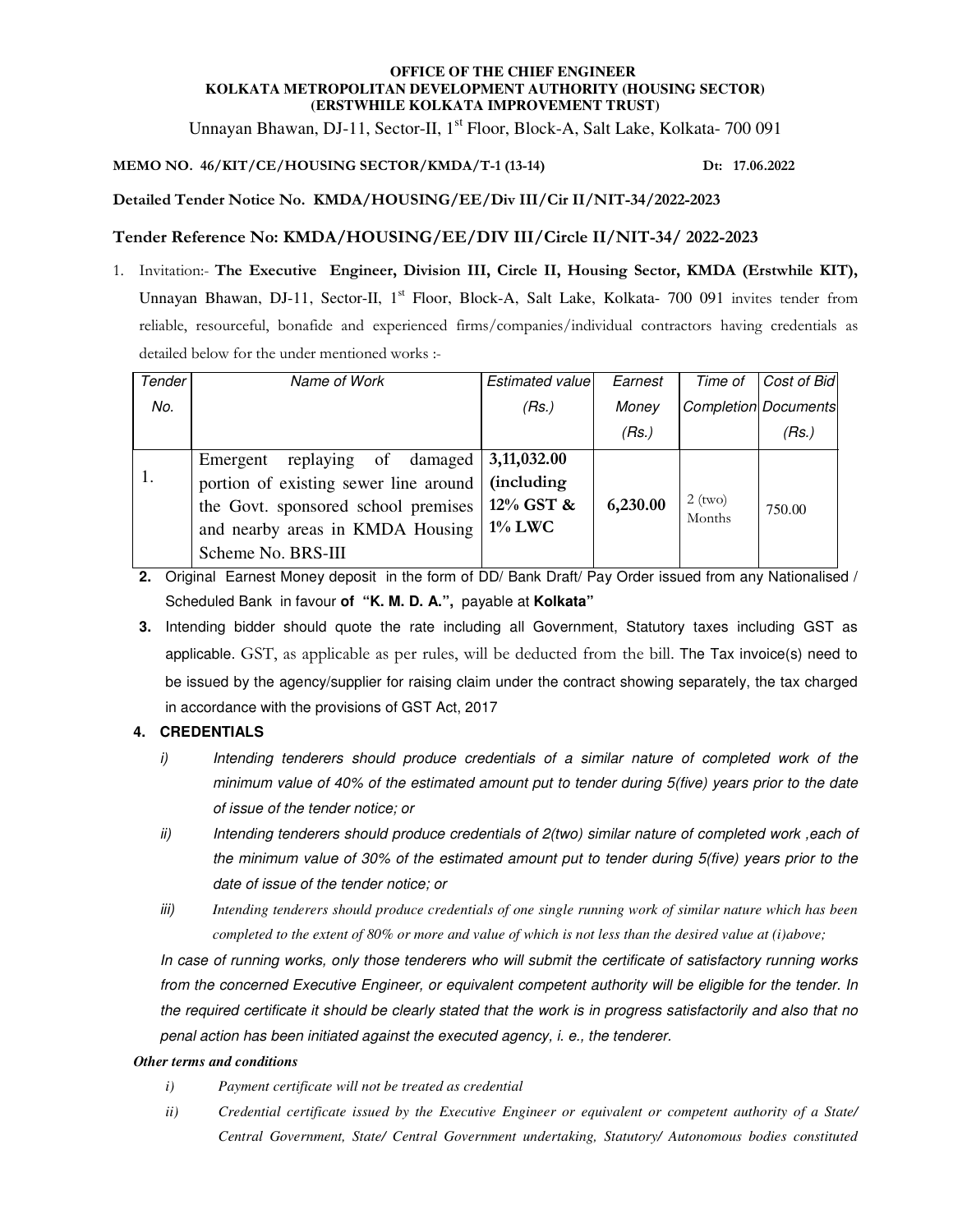**OFFICE OF THE CHIEF ENGINEER**
**KOLKATA METROPOLITAN DEVELOPMENT AUTHORITY (HOUSING SECTOR)**
**(ERSTWHILE KOLKATA IMPROVEMENT TRUST)**

Unnayan Bhawan, DJ-11, Sector-II, 1st Floor, Block-A, Salt Lake, Kolkata- 700 091

**MEMO NO. 46/KIT/CE/HOUSING SECTOR/KMDA/T-1 (13-14)** **Dt: 17.06.2022**

**Detailed Tender Notice No. KMDA/HOUSING/EE/Div III/Cir II/NIT-34/2022-2023**

**Tender Reference No: KMDA/HOUSING/EE/DIV III/Circle II/NIT-34/ 2022-2023**

1. Invitation:- **The Executive Engineer, Division III, Circle II, Housing Sector, KMDA (Erstwhile KIT),** Unnayan Bhawan, DJ-11, Sector-II, 1st Floor, Block-A, Salt Lake, Kolkata- 700 091 invites tender from reliable, resourceful, bonafide and experienced firms/companies/individual contractors having credentials as detailed below for the under mentioned works :-

| *Tender No.* | *Name of Work* | *Estimated value (Rs.)* | *Earnest Money (Rs.)* | *Time of Completion* | *Cost of Bid Documents (Rs.)* |
|---|---|---|---|---|---|
| 1. | Emergent replaying of damaged portion of existing sewer line around the Govt. sponsored school premises and nearby areas in KMDA Housing Scheme No. BRS-III | **3,11,032.00 (including 12% GST & 1% LWC** | **6,230.00** | 2 (two) Months | 750.00 |

2. Original Earnest Money deposit in the form of DD/ Bank Draft/ Pay Order issued from any Nationalised / Scheduled Bank in favour **of "K. M. D. A.",** payable at **Kolkata"**

3. Intending bidder should quote the rate including all Government, Statutory taxes including GST as applicable. GST, as applicable as per rules, will be deducted from the bill. The Tax invoice(s) need to be issued by the agency/supplier for raising claim under the contract showing separately, the tax charged in accordance with the provisions of GST Act, 2017

4. **CREDENTIALS**

   *i) Intending tenderers should produce credentials of a similar nature of completed work of the minimum value of 40% of the estimated amount put to tender during 5(five) years prior to the date of issue of the tender notice; or*

   *ii) Intending tenderers should produce credentials of 2(two) similar nature of completed work ,each of the minimum value of 30% of the estimated amount put to tender during 5(five) years prior to the date of issue of the tender notice; or*

   *iii) Intending tenderers should produce credentials of one single running work of similar nature which has been completed to the extent of 80% or more and value of which is not less than the desired value at (i)above;*

   *In case of running works, only those tenderers who will submit the certificate of satisfactory running works from the concerned Executive Engineer, or equivalent competent authority will be eligible for the tender. In the required certificate it should be clearly stated that the work is in progress satisfactorily and also that no penal action has been initiated against the executed agency, i. e., the tenderer.*

***Other terms and conditions***

*i) Payment certificate will not be treated as credential*

*ii) Credential certificate issued by the Executive Engineer or equivalent or competent authority of a State/ Central Government, State/ Central Government undertaking, Statutory/ Autonomous bodies constituted*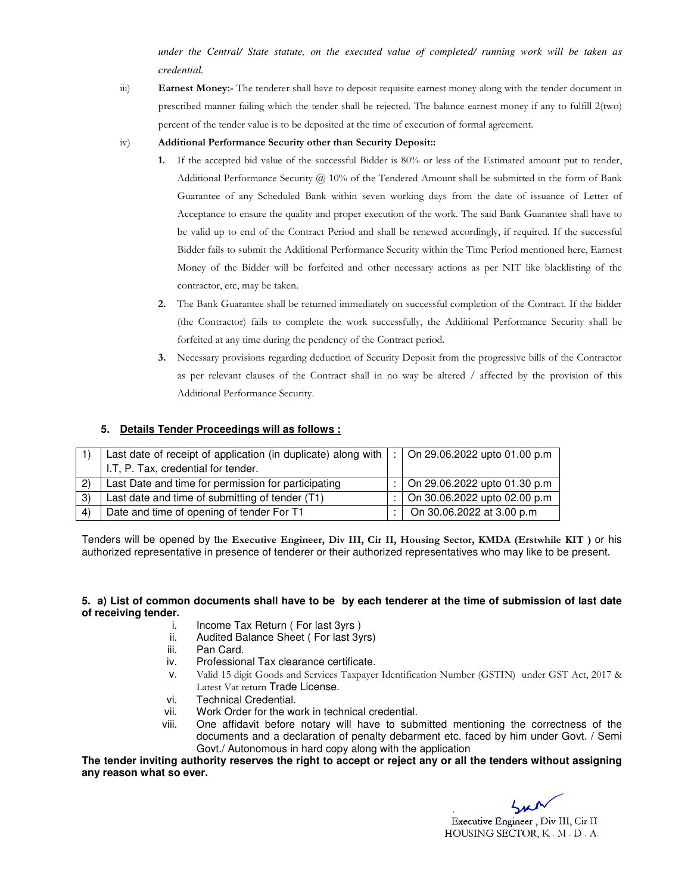*under the Central/ State statute, on the executed value of completed/ running work will be taken as credential.*

iii) **Earnest Money:-** The tenderer shall have to deposit requisite earnest money along with the tender document in prescribed manner failing which the tender shall be rejected. The balance earnest money if any to fulfill 2(two) percent of the tender value is to be deposited at the time of execution of formal agreement.

iv) **Additional Performance Security other than Security Deposit::**

1. If the accepted bid value of the successful Bidder is 80% or less of the Estimated amount put to tender, Additional Performance Security @ 10% of the Tendered Amount shall be submitted in the form of Bank Guarantee of any Scheduled Bank within seven working days from the date of issuance of Letter of Acceptance to ensure the quality and proper execution of the work. The said Bank Guarantee shall have to be valid up to end of the Contract Period and shall be renewed accordingly, if required. If the successful Bidder fails to submit the Additional Performance Security within the Time Period mentioned here, Earnest Money of the Bidder will be forfeited and other necessary actions as per NIT like blacklisting of the contractor, etc, may be taken.
2. The Bank Guarantee shall be returned immediately on successful completion of the Contract. If the bidder (the Contractor) fails to complete the work successfully, the Additional Performance Security shall be forfeited at any time during the pendency of the Contract period.
3. Necessary provisions regarding deduction of Security Deposit from the progressive bills of the Contractor as per relevant clauses of the Contract shall in no way be altered / affected by the provision of this Additional Performance Security.

## 5. Details Tender Proceedings will as follows :

| | | | |
|---|---|---|---|
| 1) | Last date of receipt of application (in duplicate) along with I.T, P. Tax, credential for tender. | : | On 29.06.2022 upto 01.00 p.m |
| 2) | Last Date and time for permission for participating | : | On 29.06.2022 upto 01.30 p.m |
| 3) | Last date and time of submitting of tender (T1) | : | On 30.06.2022 upto 02.00 p.m |
| 4) | Date and time of opening of tender For T1 | : | On 30.06.2022 at 3.00 p.m |

Tenders will be opened by **the Executive Engineer, Div III, Cir II, Housing Sector, KMDA (Erstwhile KIT )** or his authorized representative in presence of tenderer or their authorized representatives who may like to be present.

**5. a) List of common documents shall have to be by each tenderer at the time of submission of last date of receiving tender.**

i. Income Tax Return ( For last 3yrs )
ii. Audited Balance Sheet ( For last 3yrs)
iii. Pan Card.
iv. Professional Tax clearance certificate.
v. Valid 15 digit Goods and Services Taxpayer Identification Number (GSTIN) under GST Act, 2017 & Latest Vat return Trade License.
vi. Technical Credential.
vii. Work Order for the work in technical credential.
viii. One affidavit before notary will have to submitted mentioning the correctness of the documents and a declaration of penalty debarment etc. faced by him under Govt. / Semi Govt./ Autonomous in hard copy along with the application

**The tender inviting authority reserves the right to accept or reject any or all the tenders without assigning any reason what so ever.**

Executive Engineer , Div III, Cir II
HOUSING SECTOR, K . M . D . A.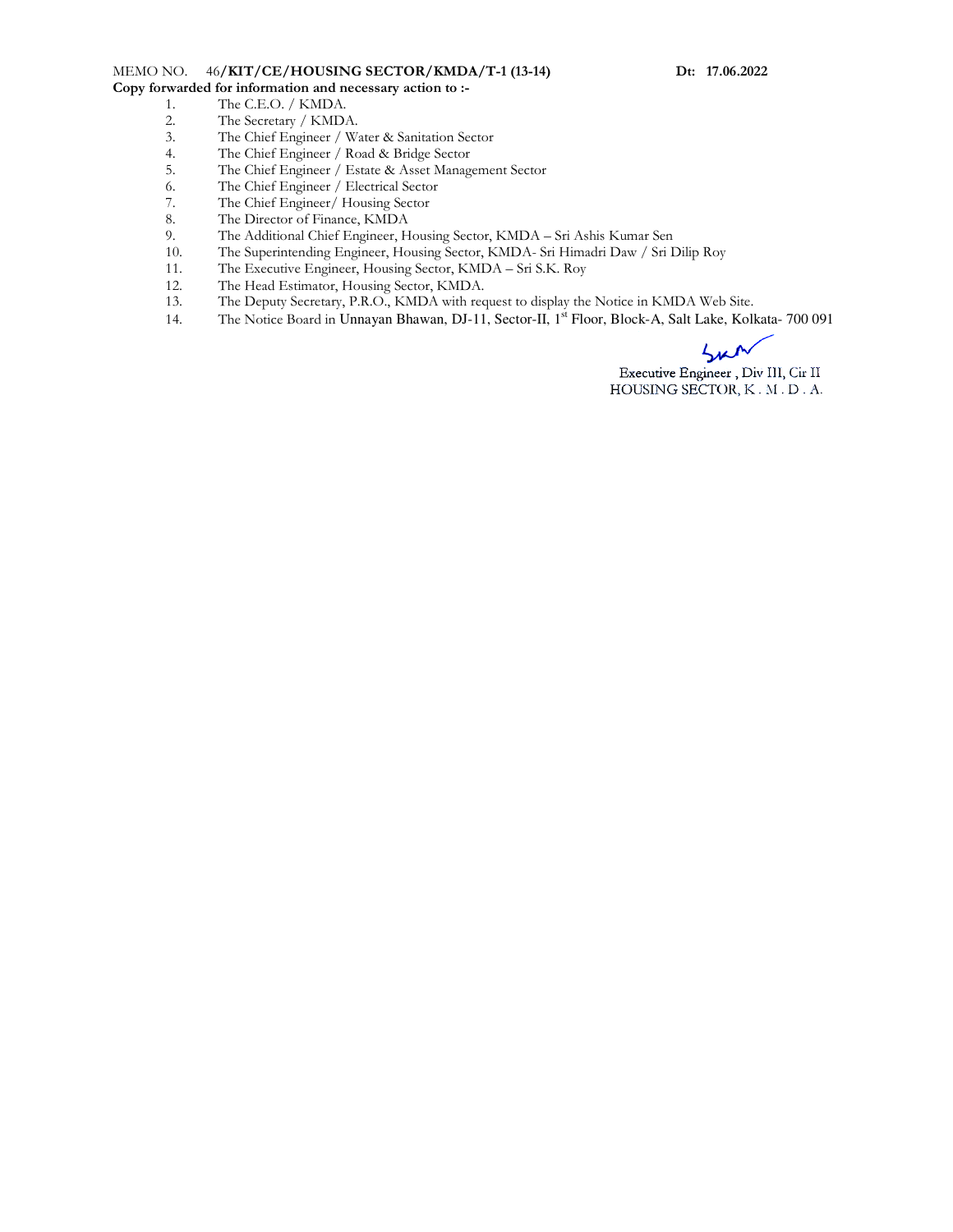MEMO NO. 46**/KIT/CE/HOUSING SECTOR/KMDA/T-1 (13-14)** **Dt: 17.06.2022**

**Copy forwarded for information and necessary action to :-**

1. The C.E.O. / KMDA.
2. The Secretary / KMDA.
3. The Chief Engineer / Water & Sanitation Sector
4. The Chief Engineer / Road & Bridge Sector
5. The Chief Engineer / Estate & Asset Management Sector
6. The Chief Engineer / Electrical Sector
7. The Chief Engineer/ Housing Sector
8. The Director of Finance, KMDA
9. The Additional Chief Engineer, Housing Sector, KMDA – Sri Ashis Kumar Sen
10. The Superintending Engineer, Housing Sector, KMDA- Sri Himadri Daw / Sri Dilip Roy
11. The Executive Engineer, Housing Sector, KMDA – Sri S.K. Roy
12. The Head Estimator, Housing Sector, KMDA.
13. The Deputy Secretary, P.R.O., KMDA with request to display the Notice in KMDA Web Site.
14. The Notice Board in Unnayan Bhawan, DJ-11, Sector-II, 1st Floor, Block-A, Salt Lake, Kolkata- 700 091

Executive Engineer , Div III, Cir II
HOUSING SECTOR, K . M . D . A.